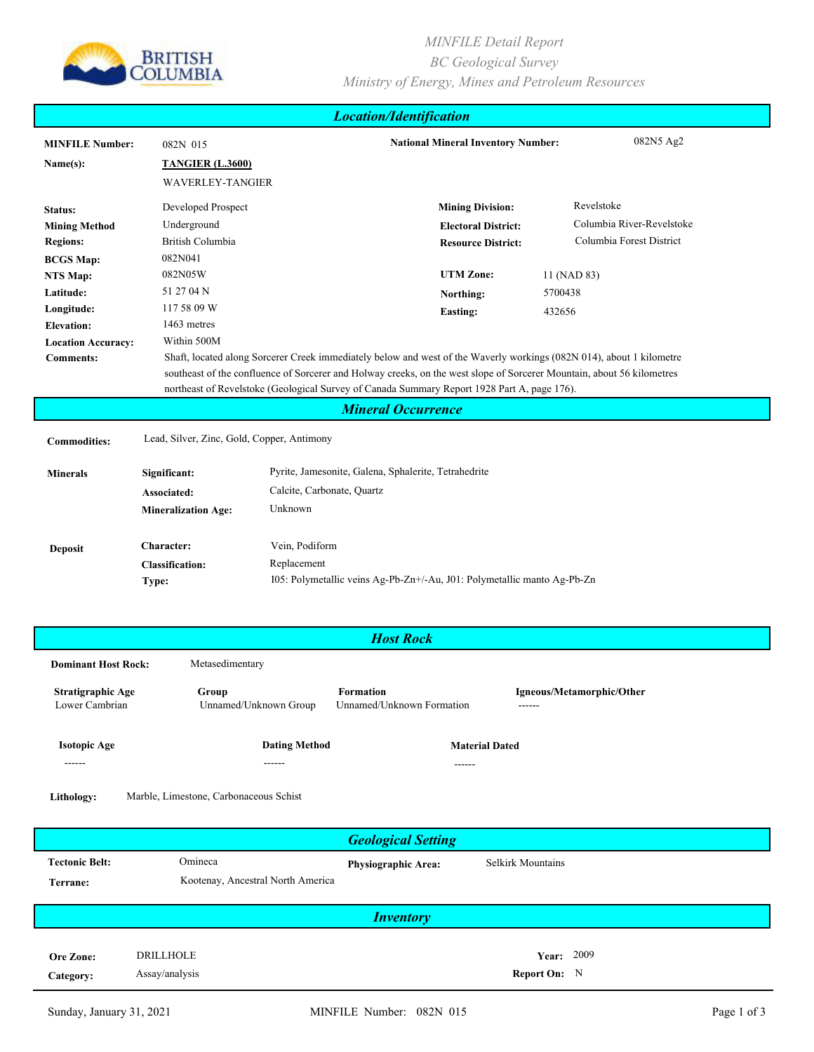*MINFILE Detail Report*
*BC Geological Survey*
*Ministry of Energy, Mines and Petroleum Resources*

## Location/Identification

| | | | |
|---|---|---|---|
| **MINFILE Number:** | 082N 015 | **National Mineral Inventory Number:** | 082N5 Ag2 |
| **Name(s):** | **TANGIER (L.3600)** | | |
| | WAVERLEY-TANGIER | | |
| **Status:** | Developed Prospect | **Mining Division:** | Revelstoke |
| **Mining Method** | Underground | **Electoral District:** | Columbia River-Revelstoke |
| **Regions:** | British Columbia | **Resource District:** | Columbia Forest District |
| **BCGS Map:** | 082N041 | | |
| **NTS Map:** | 082N05W | **UTM Zone:** | 11 (NAD 83) |
| **Latitude:** | 51 27 04 N | **Northing:** | 5700438 |
| **Longitude:** | 117 58 09 W | **Easting:** | 432656 |
| **Elevation:** | 1463 metres | | |
| **Location Accuracy:** | Within 500M | | |

**Comments:** Shaft, located along Sorcerer Creek immediately below and west of the Waverly workings (082N 014), about 1 kilometre southeast of the confluence of Sorcerer and Holway creeks, on the west slope of Sorcerer Mountain, about 56 kilometres northeast of Revelstoke (Geological Survey of Canada Summary Report 1928 Part A, page 176).

## Mineral Occurrence

**Commodities:** Lead, Silver, Zinc, Gold, Copper, Antimony

**Minerals**

| | |
|---|---|
| **Significant:** | Pyrite, Jamesonite, Galena, Sphalerite, Tetrahedrite |
| **Associated:** | Calcite, Carbonate, Quartz |
| **Mineralization Age:** | Unknown |

**Deposit**

| | |
|---|---|
| **Character:** | Vein, Podiform |
| **Classification:** | Replacement |
| **Type:** | I05: Polymetallic veins Ag-Pb-Zn+/-Au, J01: Polymetallic manto Ag-Pb-Zn |

## Host Rock

**Dominant Host Rock:** Metasedimentary

| Stratigraphic Age | Group | Formation | Igneous/Metamorphic/Other |
|---|---|---|---|
| Lower Cambrian | Unnamed/Unknown Group | Unnamed/Unknown Formation | ------ |

| Isotopic Age | Dating Method | Material Dated |
|---|---|---|
| ------ | ------ | ------ |

**Lithology:** Marble, Limestone, Carbonaceous Schist

## Geological Setting

| | | | |
|---|---|---|---|
| **Tectonic Belt:** | Omineca | **Physiographic Area:** | Selkirk Mountains |
| **Terrane:** | Kootenay, Ancestral North America | | |

## Inventory

| | | | |
|---|---|---|---|
| **Ore Zone:** | DRILLHOLE | **Year:** | 2009 |
| **Category:** | Assay/analysis | **Report On:** | N |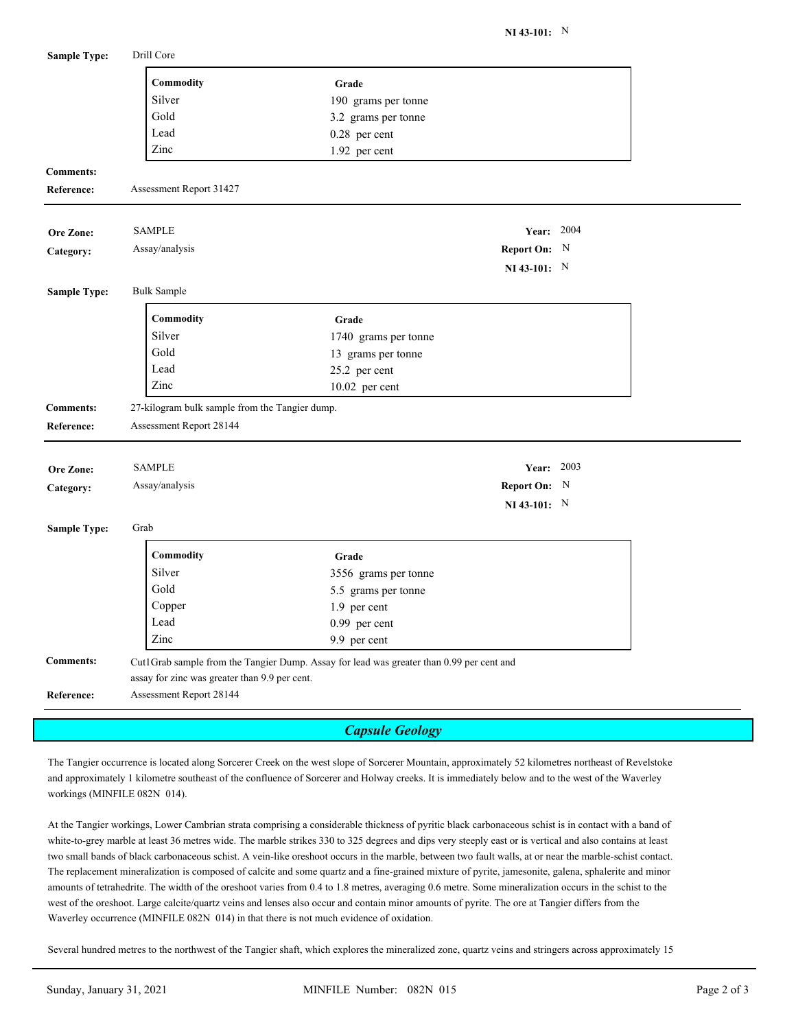**NI 43-101:** N

**Sample Type:** Drill Core

| Commodity | Grade |
|---|---|
| Silver | 190 grams per tonne |
| Gold | 3.2 grams per tonne |
| Lead | 0.28 per cent |
| Zinc | 1.92 per cent |

**Comments:**

**Reference:** Assessment Report 31427

---

**Ore Zone:** SAMPLE  **Year:** 2004

**Category:** Assay/analysis  **Report On:** N

**NI 43-101:** N

**Sample Type:** Bulk Sample

| Commodity | Grade |
|---|---|
| Silver | 1740 grams per tonne |
| Gold | 13 grams per tonne |
| Lead | 25.2 per cent |
| Zinc | 10.02 per cent |

**Comments:** 27-kilogram bulk sample from the Tangier dump.

**Reference:** Assessment Report 28144

---

**Ore Zone:** SAMPLE  **Year:** 2003

**Category:** Assay/analysis  **Report On:** N

**NI 43-101:** N

**Sample Type:** Grab

| Commodity | Grade |
|---|---|
| Silver | 3556 grams per tonne |
| Gold | 5.5 grams per tonne |
| Copper | 1.9 per cent |
| Lead | 0.99 per cent |
| Zinc | 9.9 per cent |

**Comments:** Cut1Grab sample from the Tangier Dump. Assay for lead was greater than 0.99 per cent and assay for zinc was greater than 9.9 per cent.

**Reference:** Assessment Report 28144

---

## *Capsule Geology*

The Tangier occurrence is located along Sorcerer Creek on the west slope of Sorcerer Mountain, approximately 52 kilometres northeast of Revelstoke and approximately 1 kilometre southeast of the confluence of Sorcerer and Holway creeks. It is immediately below and to the west of the Waverley workings (MINFILE 082N 014).

At the Tangier workings, Lower Cambrian strata comprising a considerable thickness of pyritic black carbonaceous schist is in contact with a band of white-to-grey marble at least 36 metres wide. The marble strikes 330 to 325 degrees and dips very steeply east or is vertical and also contains at least two small bands of black carbonaceous schist. A vein-like oreshoot occurs in the marble, between two fault walls, at or near the marble-schist contact. The replacement mineralization is composed of calcite and some quartz and a fine-grained mixture of pyrite, jamesonite, galena, sphalerite and minor amounts of tetrahedrite. The width of the oreshoot varies from 0.4 to 1.8 metres, averaging 0.6 metre. Some mineralization occurs in the schist to the west of the oreshoot. Large calcite/quartz veins and lenses also occur and contain minor amounts of pyrite. The ore at Tangier differs from the Waverley occurrence (MINFILE 082N 014) in that there is not much evidence of oxidation.

Several hundred metres to the northwest of the Tangier shaft, which explores the mineralized zone, quartz veins and stringers across approximately 15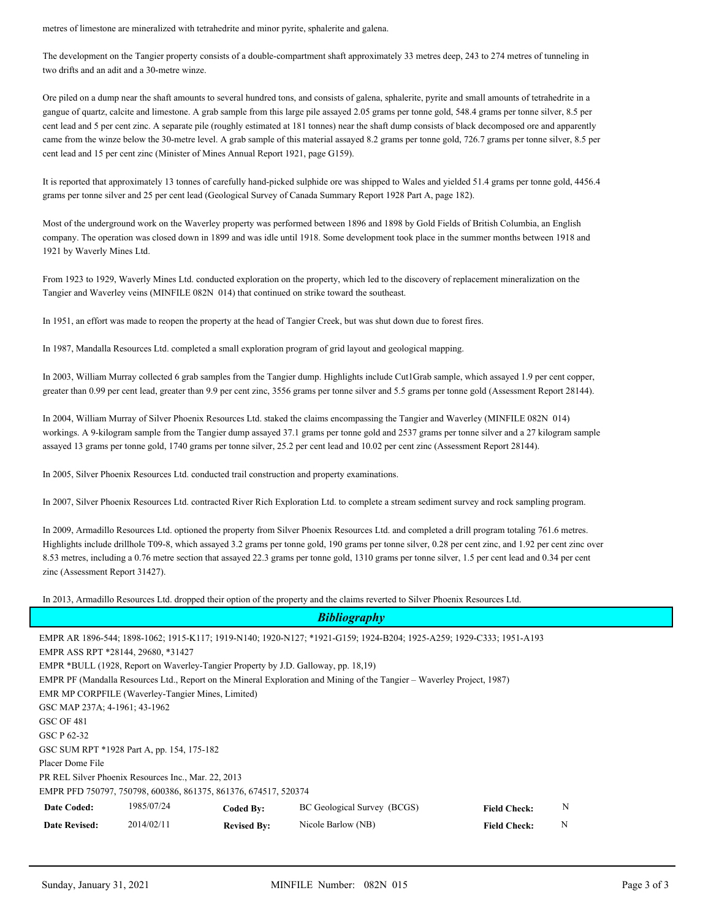metres of limestone are mineralized with tetrahedrite and minor pyrite, sphalerite and galena.

The development on the Tangier property consists of a double-compartment shaft approximately 33 metres deep, 243 to 274 metres of tunneling in two drifts and an adit and a 30-metre winze.

Ore piled on a dump near the shaft amounts to several hundred tons, and consists of galena, sphalerite, pyrite and small amounts of tetrahedrite in a gangue of quartz, calcite and limestone. A grab sample from this large pile assayed 2.05 grams per tonne gold, 548.4 grams per tonne silver, 8.5 per cent lead and 5 per cent zinc. A separate pile (roughly estimated at 181 tonnes) near the shaft dump consists of black decomposed ore and apparently came from the winze below the 30-metre level. A grab sample of this material assayed 8.2 grams per tonne gold, 726.7 grams per tonne silver, 8.5 per cent lead and 15 per cent zinc (Minister of Mines Annual Report 1921, page G159).

It is reported that approximately 13 tonnes of carefully hand-picked sulphide ore was shipped to Wales and yielded 51.4 grams per tonne gold, 4456.4 grams per tonne silver and 25 per cent lead (Geological Survey of Canada Summary Report 1928 Part A, page 182).

Most of the underground work on the Waverley property was performed between 1896 and 1898 by Gold Fields of British Columbia, an English company. The operation was closed down in 1899 and was idle until 1918. Some development took place in the summer months between 1918 and 1921 by Waverly Mines Ltd.

From 1923 to 1929, Waverly Mines Ltd. conducted exploration on the property, which led to the discovery of replacement mineralization on the Tangier and Waverley veins (MINFILE 082N 014) that continued on strike toward the southeast.

In 1951, an effort was made to reopen the property at the head of Tangier Creek, but was shut down due to forest fires.

In 1987, Mandalla Resources Ltd. completed a small exploration program of grid layout and geological mapping.

In 2003, William Murray collected 6 grab samples from the Tangier dump. Highlights include Cut1Grab sample, which assayed 1.9 per cent copper, greater than 0.99 per cent lead, greater than 9.9 per cent zinc, 3556 grams per tonne silver and 5.5 grams per tonne gold (Assessment Report 28144).

In 2004, William Murray of Silver Phoenix Resources Ltd. staked the claims encompassing the Tangier and Waverley (MINFILE 082N 014) workings. A 9-kilogram sample from the Tangier dump assayed 37.1 grams per tonne gold and 2537 grams per tonne silver and a 27 kilogram sample assayed 13 grams per tonne gold, 1740 grams per tonne silver, 25.2 per cent lead and 10.02 per cent zinc (Assessment Report 28144).

In 2005, Silver Phoenix Resources Ltd. conducted trail construction and property examinations.

In 2007, Silver Phoenix Resources Ltd. contracted River Rich Exploration Ltd. to complete a stream sediment survey and rock sampling program.

In 2009, Armadillo Resources Ltd. optioned the property from Silver Phoenix Resources Ltd. and completed a drill program totaling 761.6 metres. Highlights include drillhole T09-8, which assayed 3.2 grams per tonne gold, 190 grams per tonne silver, 0.28 per cent zinc, and 1.92 per cent zinc over 8.53 metres, including a 0.76 metre section that assayed 22.3 grams per tonne gold, 1310 grams per tonne silver, 1.5 per cent lead and 0.34 per cent zinc (Assessment Report 31427).

In 2013, Armadillo Resources Ltd. dropped their option of the property and the claims reverted to Silver Phoenix Resources Ltd.

## *Bibliography*

EMPR AR 1896-544; 1898-1062; 1915-K117; 1919-N140; 1920-N127; *1921-G159; 1924-B204; 1925-A259; 1929-C333; 1951-A193
EMPR ASS RPT *28144, 29680, *31427
EMPR *BULL (1928, Report on Waverley-Tangier Property by J.D. Galloway, pp. 18,19)
EMPR PF (Mandalla Resources Ltd., Report on the Mineral Exploration and Mining of the Tangier – Waverley Project, 1987)
EMR MP CORPFILE (Waverley-Tangier Mines, Limited)
GSC MAP 237A; 4-1961; 43-1962
GSC OF 481
GSC P 62-32
GSC SUM RPT *1928 Part A, pp. 154, 175-182
Placer Dome File
PR REL Silver Phoenix Resources Inc., Mar. 22, 2013
EMPR PFD 750797, 750798, 600386, 861375, 861376, 674517, 520374

| | | | | | |
|---|---|---|---|---|---|
| **Date Coded:** | 1985/07/24 | **Coded By:** | BC Geological Survey (BCGS) | **Field Check:** | N |
| **Date Revised:** | 2014/02/11 | **Revised By:** | Nicole Barlow (NB) | **Field Check:** | N |